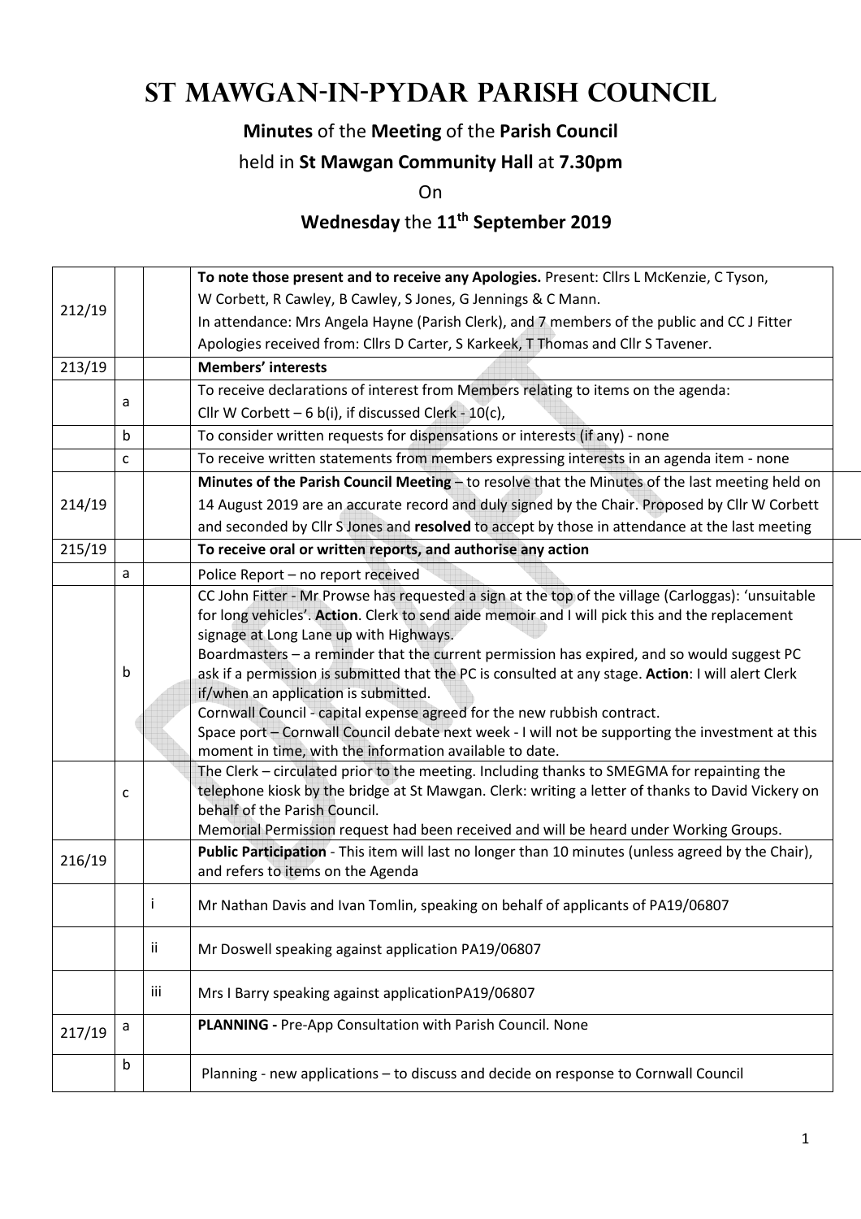# St Mawgan-in-Pydar Parish Council

**Minutes** of the **Meeting** of the **Parish Council**

held in **St Mawgan Community Hall** at **7.30pm**

On

**Wednesday** the **11th September 2019**

| | | | |
|---|---|---|---|
| 212/19 | | | **To note those present and to receive any Apologies.** Present: Cllrs L McKenzie, C Tyson, W Corbett, R Cawley, B Cawley, S Jones, G Jennings & C Mann. In attendance: Mrs Angela Hayne (Parish Clerk), and 7 members of the public and CC J Fitter Apologies received from: Cllrs D Carter, S Karkeek, T Thomas and Cllr S Tavener. |
| 213/19 | | | **Members' interests** |
| | a | | To receive declarations of interest from Members relating to items on the agenda: Cllr W Corbett – 6 b(i), if discussed Clerk - 10(c), |
| | b | | To consider written requests for dispensations or interests (if any) - none |
| | c | | To receive written statements from members expressing interests in an agenda item - none |
| 214/19 | | | **Minutes of the Parish Council Meeting** – to resolve that the Minutes of the last meeting held on 14 August 2019 are an accurate record and duly signed by the Chair. Proposed by Cllr W Corbett and seconded by Cllr S Jones and **resolved** to accept by those in attendance at the last meeting |
| 215/19 | | | **To receive oral or written reports, and authorise any action** |
| | a | | Police Report – no report received |
| | b | | CC John Fitter - Mr Prowse has requested a sign at the top of the village (Carloggas): 'unsuitable for long vehicles'. **Action**. Clerk to send aide memoir and I will pick this and the replacement signage at Long Lane up with Highways. Boardmasters – a reminder that the current permission has expired, and so would suggest PC ask if a permission is submitted that the PC is consulted at any stage. **Action**: I will alert Clerk if/when an application is submitted. Cornwall Council - capital expense agreed for the new rubbish contract. Space port – Cornwall Council debate next week - I will not be supporting the investment at this moment in time, with the information available to date. |
| | c | | The Clerk – circulated prior to the meeting. Including thanks to SMEGMA for repainting the telephone kiosk by the bridge at St Mawgan. Clerk: writing a letter of thanks to David Vickery on behalf of the Parish Council. Memorial Permission request had been received and will be heard under Working Groups. |
| 216/19 | | | **Public Participation** - This item will last no longer than 10 minutes (unless agreed by the Chair), and refers to items on the Agenda |
| | | i | Mr Nathan Davis and Ivan Tomlin, speaking on behalf of applicants of PA19/06807 |
| | | ii | Mr Doswell speaking against application PA19/06807 |
| | | iii | Mrs I Barry speaking against applicationPA19/06807 |
| 217/19 | a | | **PLANNING -** Pre-App Consultation with Parish Council. None |
| | b | | Planning - new applications – to discuss and decide on response to Cornwall Council |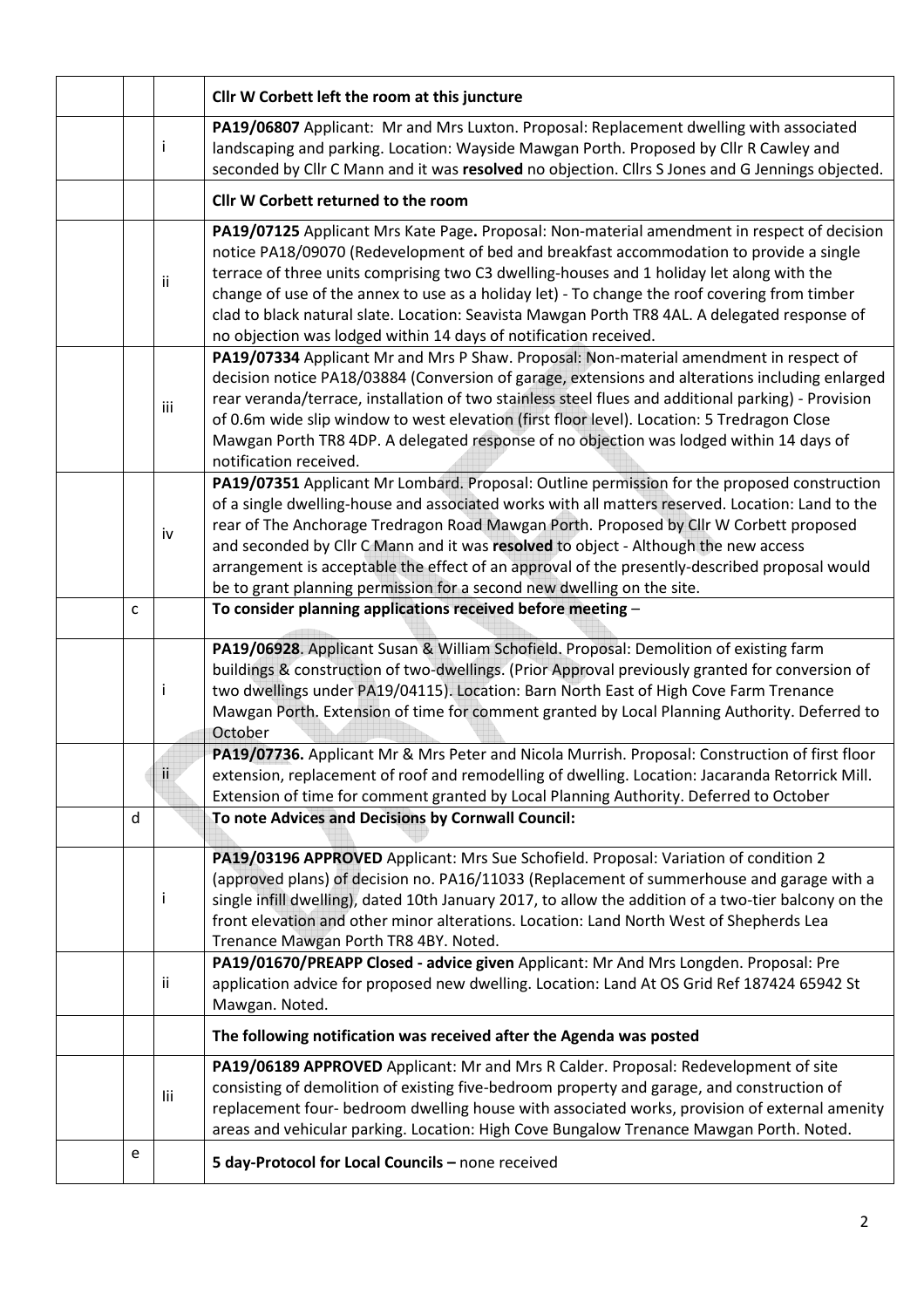| | | |
|---|---|---|
| | | **Cllr W Corbett left the room at this juncture** |
| | i | **PA19/06807** Applicant: Mr and Mrs Luxton. Proposal: Replacement dwelling with associated landscaping and parking. Location: Wayside Mawgan Porth. Proposed by Cllr R Cawley and seconded by Cllr C Mann and it was **resolved** no objection. Cllrs S Jones and G Jennings objected. |
| | | **Cllr W Corbett returned to the room** |
| | ii | **PA19/07125** Applicant Mrs Kate Page**.** Proposal: Non-material amendment in respect of decision notice PA18/09070 (Redevelopment of bed and breakfast accommodation to provide a single terrace of three units comprising two C3 dwelling-houses and 1 holiday let along with the change of use of the annex to use as a holiday let) - To change the roof covering from timber clad to black natural slate. Location: Seavista Mawgan Porth TR8 4AL. A delegated response of no objection was lodged within 14 days of notification received. |
| | iii | **PA19/07334** Applicant Mr and Mrs P Shaw. Proposal: Non-material amendment in respect of decision notice PA18/03884 (Conversion of garage, extensions and alterations including enlarged rear veranda/terrace, installation of two stainless steel flues and additional parking) - Provision of 0.6m wide slip window to west elevation (first floor level). Location: 5 Tredragon Close Mawgan Porth TR8 4DP. A delegated response of no objection was lodged within 14 days of notification received. |
| | iv | **PA19/07351** Applicant Mr Lombard. Proposal: Outline permission for the proposed construction of a single dwelling-house and associated works with all matters reserved. Location: Land to the rear of The Anchorage Tredragon Road Mawgan Porth. Proposed by Cllr W Corbett proposed and seconded by Cllr C Mann and it was **resolved** to object - Although the new access arrangement is acceptable the effect of an approval of the presently-described proposal would be to grant planning permission for a second new dwelling on the site. |
| c | | **To consider planning applications received before meeting** – |
| | i | **PA19/06928**. Applicant Susan & William Schofield. Proposal: Demolition of existing farm buildings & construction of two-dwellings. (Prior Approval previously granted for conversion of two dwellings under PA19/04115). Location: Barn North East of High Cove Farm Trenance Mawgan Porth. Extension of time for comment granted by Local Planning Authority. Deferred to October |
| | ii | **PA19/07736.** Applicant Mr & Mrs Peter and Nicola Murrish. Proposal: Construction of first floor extension, replacement of roof and remodelling of dwelling. Location: Jacaranda Retorrick Mill. Extension of time for comment granted by Local Planning Authority. Deferred to October |
| d | | **To note Advices and Decisions by Cornwall Council:** |
| | i | **PA19/03196 APPROVED** Applicant: Mrs Sue Schofield. Proposal: Variation of condition 2 (approved plans) of decision no. PA16/11033 (Replacement of summerhouse and garage with a single infill dwelling), dated 10th January 2017, to allow the addition of a two-tier balcony on the front elevation and other minor alterations. Location: Land North West of Shepherds Lea Trenance Mawgan Porth TR8 4BY. Noted. |
| | ii | **PA19/01670/PREAPP Closed - advice given** Applicant: Mr And Mrs Longden. Proposal: Pre application advice for proposed new dwelling. Location: Land At OS Grid Ref 187424 65942 St Mawgan. Noted. |
| | | **The following notification was received after the Agenda was posted** |
| | Iii | **PA19/06189 APPROVED** Applicant: Mr and Mrs R Calder. Proposal: Redevelopment of site consisting of demolition of existing five-bedroom property and garage, and construction of replacement four- bedroom dwelling house with associated works, provision of external amenity areas and vehicular parking. Location: High Cove Bungalow Trenance Mawgan Porth. Noted. |
| e | | **5 day-Protocol for Local Councils –** none received |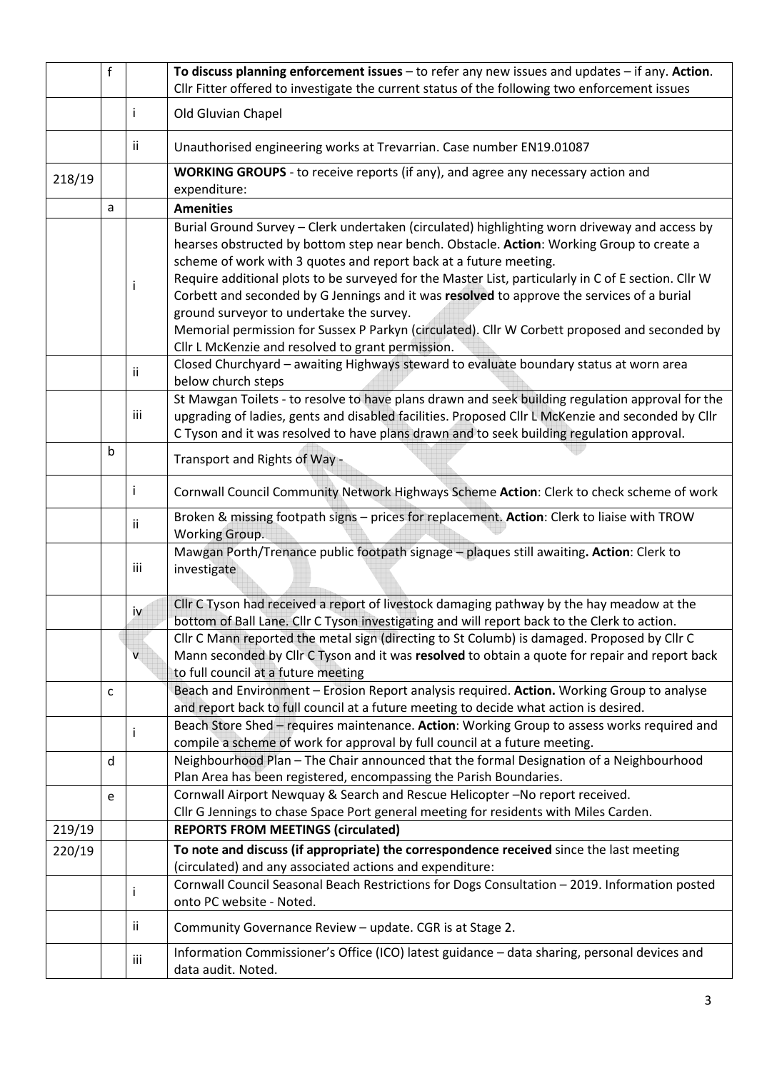|  |  |  |  |
|---|---|---|---|
|  | f |  | **To discuss planning enforcement issues** – to refer any new issues and updates – if any. **Action**. Cllr Fitter offered to investigate the current status of the following two enforcement issues |
|  |  | i | Old Gluvian Chapel |
|  |  | ii | Unauthorised engineering works at Trevarrian. Case number EN19.01087 |
| 218/19 |  |  | **WORKING GROUPS** - to receive reports (if any), and agree any necessary action and expenditure: |
|  | a |  | **Amenities** |
|  |  | i | Burial Ground Survey – Clerk undertaken (circulated) highlighting worn driveway and access by hearses obstructed by bottom step near bench. Obstacle. **Action**: Working Group to create a scheme of work with 3 quotes and report back at a future meeting. Require additional plots to be surveyed for the Master List, particularly in C of E section. Cllr W Corbett and seconded by G Jennings and it was **resolved** to approve the services of a burial ground surveyor to undertake the survey. Memorial permission for Sussex P Parkyn (circulated). Cllr W Corbett proposed and seconded by Cllr L McKenzie and resolved to grant permission. |
|  |  | ii | Closed Churchyard – awaiting Highways steward to evaluate boundary status at worn area below church steps |
|  |  | iii | St Mawgan Toilets - to resolve to have plans drawn and seek building regulation approval for the upgrading of ladies, gents and disabled facilities. Proposed Cllr L McKenzie and seconded by Cllr C Tyson and it was resolved to have plans drawn and to seek building regulation approval. |
|  | b |  | Transport and Rights of Way - |
|  |  | i | Cornwall Council Community Network Highways Scheme **Action**: Clerk to check scheme of work |
|  |  | ii | Broken & missing footpath signs – prices for replacement. **Action**: Clerk to liaise with TROW Working Group. |
|  |  | iii | Mawgan Porth/Trenance public footpath signage – plaques still awaiting**. Action**: Clerk to investigate |
|  |  | iv | Cllr C Tyson had received a report of livestock damaging pathway by the hay meadow at the bottom of Ball Lane. Cllr C Tyson investigating and will report back to the Clerk to action. |
|  |  | v | Cllr C Mann reported the metal sign (directing to St Columb) is damaged. Proposed by Cllr C Mann seconded by Cllr C Tyson and it was **resolved** to obtain a quote for repair and report back to full council at a future meeting |
|  | c |  | Beach and Environment – Erosion Report analysis required. **Action.** Working Group to analyse and report back to full council at a future meeting to decide what action is desired. |
|  |  | i | Beach Store Shed – requires maintenance. **Action**: Working Group to assess works required and compile a scheme of work for approval by full council at a future meeting. |
|  | d |  | Neighbourhood Plan – The Chair announced that the formal Designation of a Neighbourhood Plan Area has been registered, encompassing the Parish Boundaries. |
|  | e |  | Cornwall Airport Newquay & Search and Rescue Helicopter –No report received. Cllr G Jennings to chase Space Port general meeting for residents with Miles Carden. |
| 219/19 |  |  | **REPORTS FROM MEETINGS (circulated)** |
| 220/19 |  |  | **To note and discuss (if appropriate) the correspondence received** since the last meeting (circulated) and any associated actions and expenditure: |
|  |  | i | Cornwall Council Seasonal Beach Restrictions for Dogs Consultation – 2019. Information posted onto PC website - Noted. |
|  |  | ii | Community Governance Review – update. CGR is at Stage 2. |
|  |  | iii | Information Commissioner's Office (ICO) latest guidance – data sharing, personal devices and data audit. Noted. |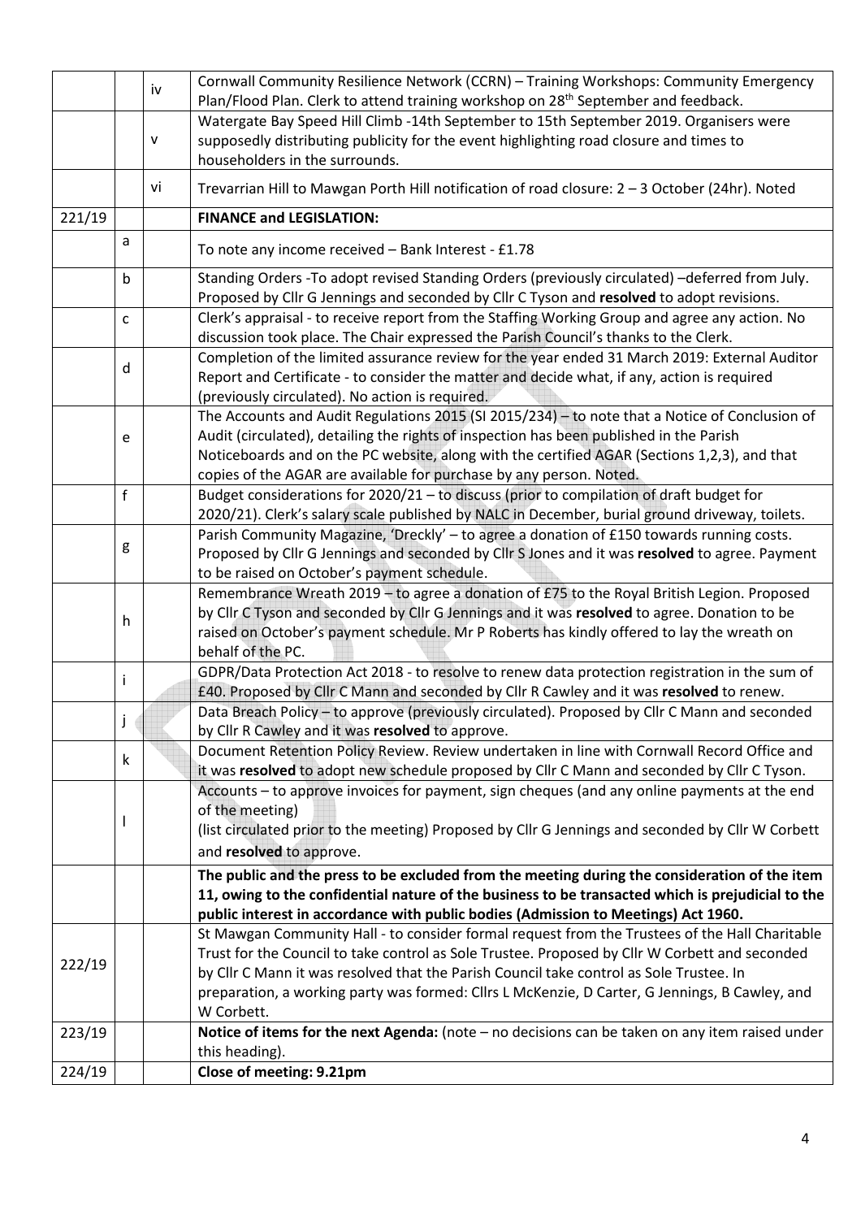| | | | |
|---|---|---|---|
| | | iv | Cornwall Community Resilience Network (CCRN) – Training Workshops: Community Emergency Plan/Flood Plan. Clerk to attend training workshop on 28th September and feedback. |
| | | v | Watergate Bay Speed Hill Climb -14th September to 15th September 2019. Organisers were supposedly distributing publicity for the event highlighting road closure and times to householders in the surrounds. |
| | | vi | Trevarrian Hill to Mawgan Porth Hill notification of road closure: 2 – 3 October (24hr). Noted |
| 221/19 | | | **FINANCE and LEGISLATION:** |
| | a | | To note any income received – Bank Interest - £1.78 |
| | b | | Standing Orders -To adopt revised Standing Orders (previously circulated) –deferred from July. Proposed by Cllr G Jennings and seconded by Cllr C Tyson and **resolved** to adopt revisions. |
| | c | | Clerk's appraisal - to receive report from the Staffing Working Group and agree any action. No discussion took place. The Chair expressed the Parish Council's thanks to the Clerk. |
| | d | | Completion of the limited assurance review for the year ended 31 March 2019: External Auditor Report and Certificate - to consider the matter and decide what, if any, action is required (previously circulated). No action is required. |
| | e | | The Accounts and Audit Regulations 2015 (SI 2015/234) – to note that a Notice of Conclusion of Audit (circulated), detailing the rights of inspection has been published in the Parish Noticeboards and on the PC website, along with the certified AGAR (Sections 1,2,3), and that copies of the AGAR are available for purchase by any person. Noted. |
| | f | | Budget considerations for 2020/21 – to discuss (prior to compilation of draft budget for 2020/21). Clerk's salary scale published by NALC in December, burial ground driveway, toilets. |
| | g | | Parish Community Magazine, 'Dreckly' – to agree a donation of £150 towards running costs. Proposed by Cllr G Jennings and seconded by Cllr S Jones and it was **resolved** to agree. Payment to be raised on October's payment schedule. |
| | h | | Remembrance Wreath 2019 – to agree a donation of £75 to the Royal British Legion. Proposed by Cllr C Tyson and seconded by Cllr G Jennings and it was **resolved** to agree. Donation to be raised on October's payment schedule. Mr P Roberts has kindly offered to lay the wreath on behalf of the PC. |
| | i | | GDPR/Data Protection Act 2018 - to resolve to renew data protection registration in the sum of £40. Proposed by Cllr C Mann and seconded by Cllr R Cawley and it was **resolved** to renew. |
| | j | | Data Breach Policy – to approve (previously circulated). Proposed by Cllr C Mann and seconded by Cllr R Cawley and it was **resolved** to approve. |
| | k | | Document Retention Policy Review. Review undertaken in line with Cornwall Record Office and it was **resolved** to adopt new schedule proposed by Cllr C Mann and seconded by Cllr C Tyson. |
| | l | | Accounts – to approve invoices for payment, sign cheques (and any online payments at the end of the meeting)<br>(list circulated prior to the meeting) Proposed by Cllr G Jennings and seconded by Cllr W Corbett and **resolved** to approve. |
| | | | **The public and the press to be excluded from the meeting during the consideration of the item 11, owing to the confidential nature of the business to be transacted which is prejudicial to the public interest in accordance with public bodies (Admission to Meetings) Act 1960.** |
| 222/19 | | | St Mawgan Community Hall - to consider formal request from the Trustees of the Hall Charitable Trust for the Council to take control as Sole Trustee. Proposed by Cllr W Corbett and seconded by Cllr C Mann it was resolved that the Parish Council take control as Sole Trustee. In preparation, a working party was formed: Cllrs L McKenzie, D Carter, G Jennings, B Cawley, and W Corbett. |
| 223/19 | | | **Notice of items for the next Agenda:** (note – no decisions can be taken on any item raised under this heading). |
| 224/19 | | | **Close of meeting: 9.21pm** |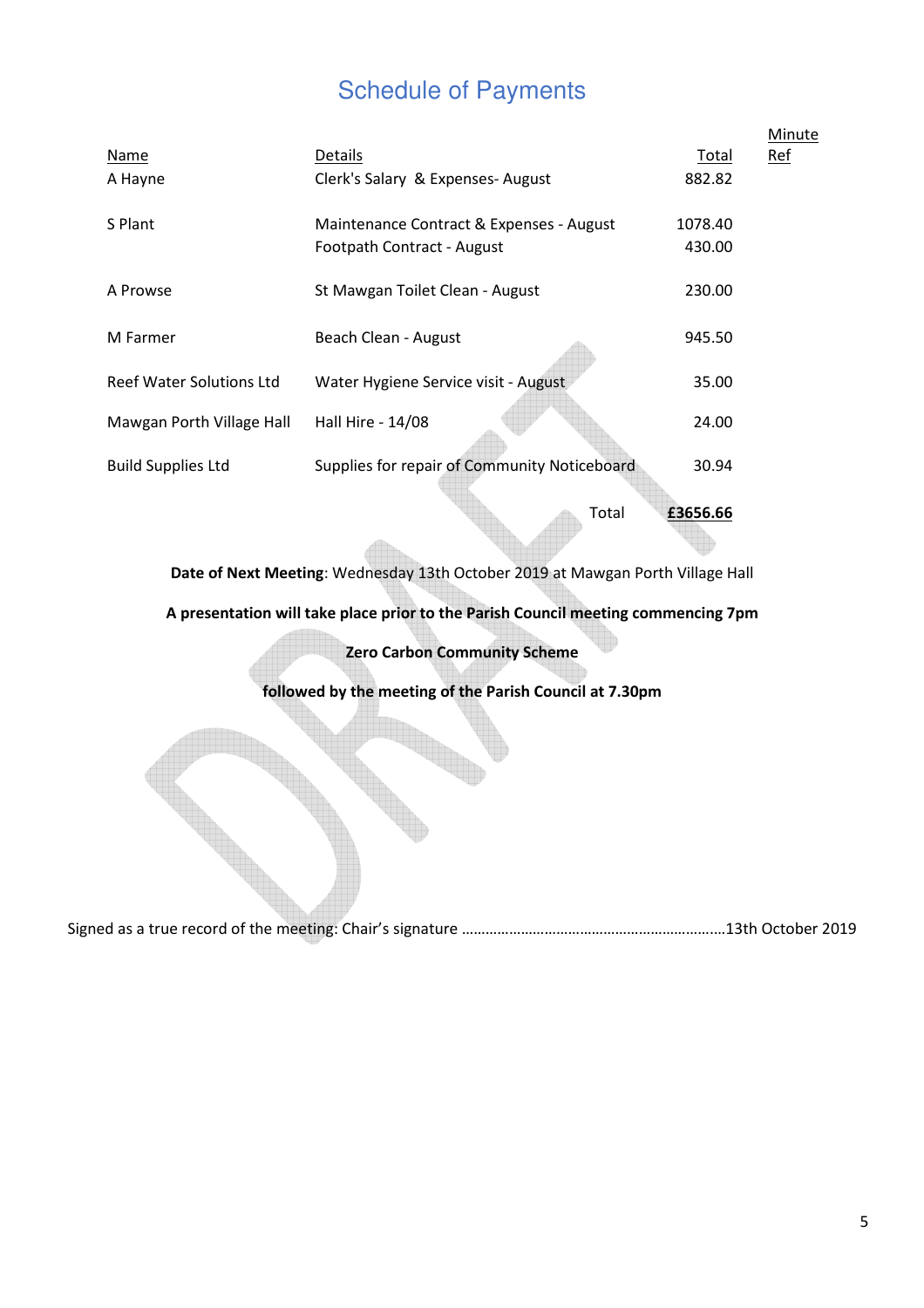# Schedule of Payments

| Name | Details | Total | Minute Ref |
|---|---|---|---|
| A Hayne | Clerk's Salary & Expenses- August | 882.82 | |
| S Plant | Maintenance Contract & Expenses - August | 1078.40 | |
| | Footpath Contract - August | 430.00 | |
| A Prowse | St Mawgan Toilet Clean - August | 230.00 | |
| M Farmer | Beach Clean - August | 945.50 | |
| Reef Water Solutions Ltd | Water Hygiene Service visit - August | 35.00 | |
| Mawgan Porth Village Hall | Hall Hire - 14/08 | 24.00 | |
| Build Supplies Ltd | Supplies for repair of Community Noticeboard | 30.94 | |
| | Total | **£3656.66** | |

**Date of Next Meeting**: Wednesday 13th October 2019 at Mawgan Porth Village Hall

**A presentation will take place prior to the Parish Council meeting commencing 7pm**

**Zero Carbon Community Scheme**

**followed by the meeting of the Parish Council at 7.30pm**

Signed as a true record of the meeting: Chair's signature ………………………………………………………..13th October 2019